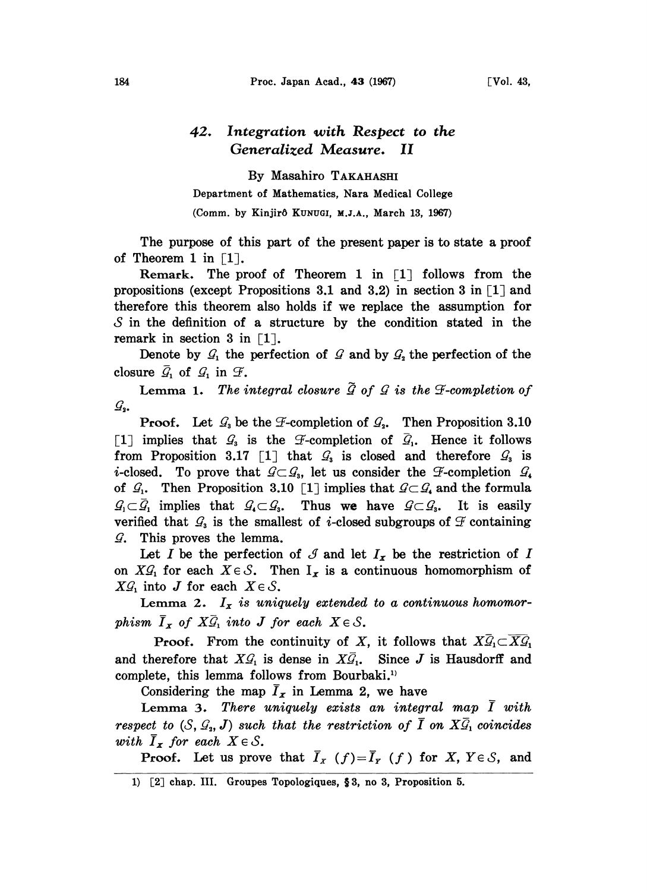# 42. Integration with Respect to the Generalized Measure. II

By Masahiro TAKAHASHI

Department of Mathematics, Nara Medical College

(Comm. by Kinjirô KUNUGI, M.J.A., March 13, 1967)

The purpose of this part of the present paper is to state a proof of Theorem 1 in [1].

**Remark.** The proof of Theorem 1 in [1] follows from the propositions (except Propositions 3.1 and 3.2) in section 3 in [1] and therefore this theorem also holds if we replace the assumption for $\mathcal{S}$ in the definition of a structure by the condition stated in the remark in section 3 in [1].

Denote by $\mathcal{G}_1$ the perfection of $\mathcal{G}$ and by $\mathcal{G}_2$ the perfection of the closure $\bar{\mathcal{G}}_1$ of $\mathcal{G}_1$ in $\mathcal{F}$.

**Lemma 1.** *The integral closure $\tilde{\mathcal{G}}$ of $\mathcal{G}$ is the $\mathcal{F}$-completion of $\mathcal{G}_2$.*

**Proof.** Let $\mathcal{G}_3$ be the $\mathcal{F}$-completion of $\mathcal{G}_2$. Then Proposition 3.10 [1] implies that $\mathcal{G}_3$ is the $\mathcal{F}$-completion of $\bar{\mathcal{G}}_1$. Hence it follows from Proposition 3.17 [1] that $\mathcal{G}_3$ is closed and therefore $\mathcal{G}_3$ is $i$-closed. To prove that $\mathcal{G}\subset\mathcal{G}_3$, let us consider the $\mathcal{F}$-completion $\mathcal{G}_4$ of $\mathcal{G}_1$. Then Proposition 3.10 [1] implies that $\mathcal{G}\subset\mathcal{G}_4$ and the formula $\mathcal{G}_1\subset\bar{\mathcal{G}}_1$ implies that $\mathcal{G}_4\subset\mathcal{G}_3$. Thus we have $\mathcal{G}\subset\mathcal{G}_3$. It is easily verified that $\mathcal{G}_3$ is the smallest of $i$-closed subgroups of $\mathcal{F}$ containing $\mathcal{G}$. This proves the lemma.

Let $I$ be the perfection of $\mathcal{J}$ and let $I_X$ be the restriction of $I$ on $X\mathcal{G}_1$ for each $X\in\mathcal{S}$. Then $I_X$ is a continuous homomorphism of $X\mathcal{G}_1$ into $J$ for each $X\in\mathcal{S}$.

**Lemma 2.** *$I_X$ is uniquely extended to a continuous homomorphism $\bar{I}_X$ of $X\bar{\mathcal{G}}_1$ into $J$ for each $X\in\mathcal{S}$.*

**Proof.** From the continuity of $X$, it follows that $X\bar{\mathcal{G}}_1\subset\overline{X\mathcal{G}_1}$ and therefore that $X\mathcal{G}_1$ is dense in $X\bar{\mathcal{G}}_1$. Since $J$ is Hausdorff and complete, this lemma follows from Bourbaki.[1]

Considering the map $\bar{I}_X$ in Lemma 2, we have

**Lemma 3.** *There uniquely exists an integral map $\bar{I}$ with respect to $(\mathcal{S}, \mathcal{G}_2, J)$ such that the restriction of $\bar{I}$ on $X\bar{\mathcal{G}}_1$ coincides with $\bar{I}_X$ for each $X\in\mathcal{S}$.*

**Proof.** Let us prove that $\bar{I}_X(f)=\bar{I}_Y(f)$ for $X, Y\in\mathcal{S}$, and

1) [2] chap. III. Groupes Topologiques, §3, no 3, Proposition 5.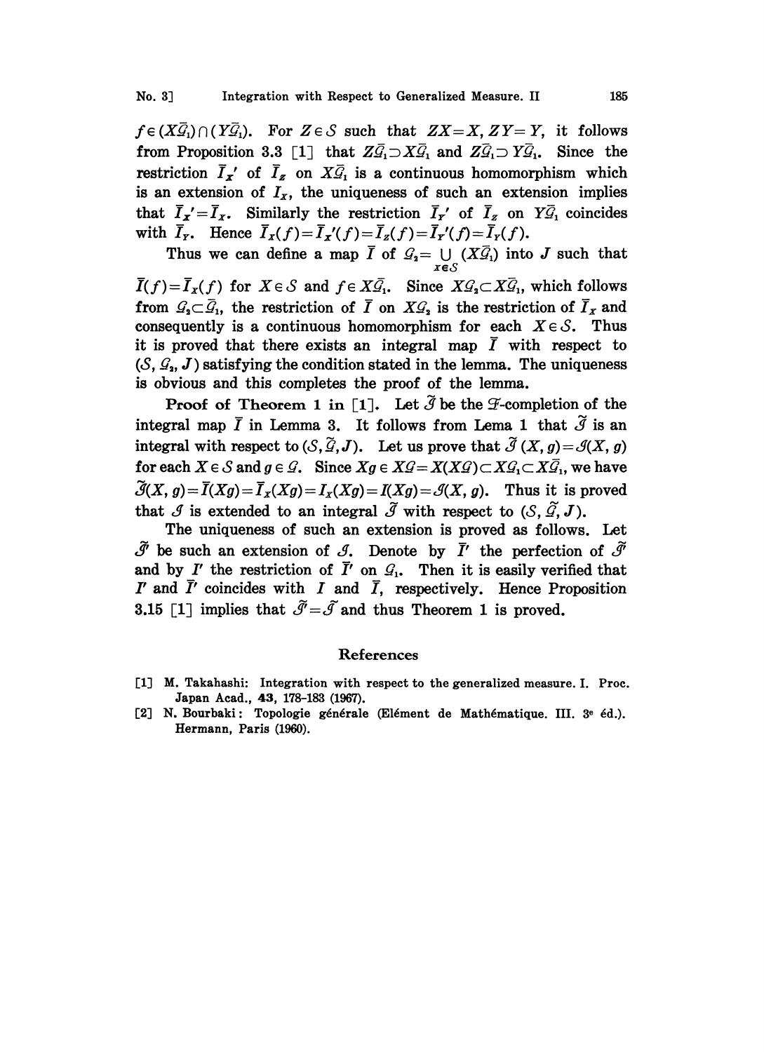$f \in (X\bar{\mathcal{G}}_1) \cap (Y\bar{\mathcal{G}}_1)$. For $Z \in \mathcal{S}$ such that $ZX = X$, $ZY = Y$, it follows from Proposition 3.3 [1] that $Z\bar{\mathcal{G}}_1 \supset X\bar{\mathcal{G}}_1$ and $Z\bar{\mathcal{G}}_1 \supset Y\bar{\mathcal{G}}_1$. Since the restriction $\bar{I}_X'$ of $\bar{I}_Z$ on $X\bar{\mathcal{G}}_1$ is a continuous homomorphism which is an extension of $I_X$, the uniqueness of such an extension implies that $\bar{I}_X' = \bar{I}_X$. Similarly the restriction $\bar{I}_Y'$ of $\bar{I}_Z$ on $Y\bar{\mathcal{G}}_1$ coincides with $\bar{I}_Y$. Hence $\bar{I}_X(f) = \bar{I}_X'(f) = \bar{I}_Z(f) = \bar{I}_Y'(f) = \bar{I}_Y(f)$.

Thus we can define a map $\bar{I}$ of $\mathcal{G}_2 = \bigcup_{X \in \mathcal{S}} (X\bar{\mathcal{G}}_1)$ into $J$ such that $\bar{I}(f) = \bar{I}_X(f)$ for $X \in \mathcal{S}$ and $f \in X\bar{\mathcal{G}}_1$. Since $X\mathcal{G}_2 \subset X\bar{\mathcal{G}}_1$, which follows from $\mathcal{G}_2 \subset \bar{\mathcal{G}}_1$, the restriction of $\bar{I}$ on $X\mathcal{G}_2$ is the restriction of $\bar{I}_X$ and consequently is a continuous homomorphism for each $X \in \mathcal{S}$. Thus it is proved that there exists an integral map $\bar{I}$ with respect to $(\mathcal{S}, \mathcal{G}_2, J)$ satisfying the condition stated in the lemma. The uniqueness is obvious and this completes the proof of the lemma.

**Proof of Theorem 1 in [1].** Let $\tilde{\mathcal{J}}$ be the $\mathcal{F}$-completion of the integral map $\bar{I}$ in Lemma 3. It follows from Lema 1 that $\tilde{\mathcal{J}}$ is an integral with respect to $(\mathcal{S}, \tilde{\mathcal{G}}, J)$. Let us prove that $\tilde{\mathcal{J}}(X, g) = \mathcal{J}(X, g)$ for each $X \in \mathcal{S}$ and $g \in \mathcal{G}$. Since $Xg \in X\mathcal{G} = X(X\mathcal{G}) \subset X\mathcal{G}_1 \subset X\bar{\mathcal{G}}_1$, we have $\tilde{\mathcal{J}}(X, g) = \bar{I}(Xg) = \bar{I}_X(Xg) = I_X(Xg) = I(Xg) = \mathcal{J}(X, g)$. Thus it is proved that $\mathcal{J}$ is extended to an integral $\tilde{\mathcal{J}}$ with respect to $(\mathcal{S}, \tilde{\mathcal{G}}, J)$.

The uniqueness of such an extension is proved as follows. Let $\tilde{\mathcal{J}}'$ be such an extension of $\mathcal{J}$. Denote by $\bar{I}'$ the perfection of $\tilde{\mathcal{J}}'$ and by $I'$ the restriction of $\bar{I}'$ on $\mathcal{G}_1$. Then it is easily verified that $I'$ and $\bar{I}'$ coincides with $I$ and $\bar{I}$, respectively. Hence Proposition 3.15 [1] implies that $\tilde{\mathcal{J}}' = \tilde{\mathcal{J}}$ and thus Theorem 1 is proved.

## References

[1] M. Takahashi: Integration with respect to the generalized measure. I. Proc. Japan Acad., **43**, 178–183 (1967).

[2] N. Bourbaki: Topologie générale (Elément de Mathématique. III. 3e éd.). Hermann, Paris (1960).